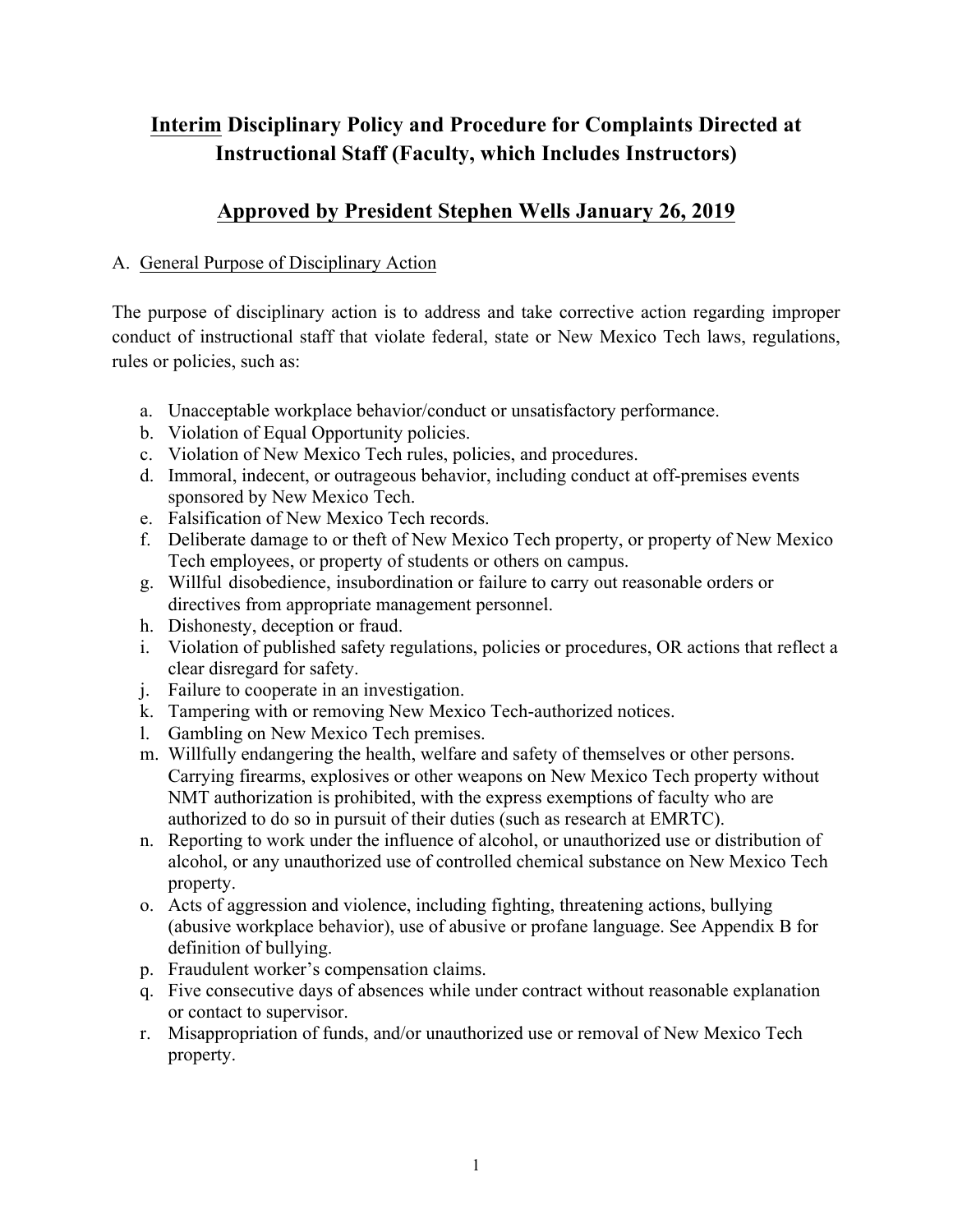# Interim Disciplinary Policy and Procedure for Complaints Directed at Instructional Staff (Faculty, which Includes Instructors)

## Approved by President Stephen Wells January 26, 2019

A. General Purpose of Disciplinary Action

The purpose of disciplinary action is to address and take corrective action regarding improper conduct of instructional staff that violate federal, state or New Mexico Tech laws, regulations, rules or policies, such as:

a. Unacceptable workplace behavior/conduct or unsatisfactory performance.
b. Violation of Equal Opportunity policies.
c. Violation of New Mexico Tech rules, policies, and procedures.
d. Immoral, indecent, or outrageous behavior, including conduct at off-premises events sponsored by New Mexico Tech.
e. Falsification of New Mexico Tech records.
f. Deliberate damage to or theft of New Mexico Tech property, or property of New Mexico Tech employees, or property of students or others on campus.
g. Willful disobedience, insubordination or failure to carry out reasonable orders or directives from appropriate management personnel.
h. Dishonesty, deception or fraud.
i. Violation of published safety regulations, policies or procedures, OR actions that reflect a clear disregard for safety.
j. Failure to cooperate in an investigation.
k. Tampering with or removing New Mexico Tech-authorized notices.
l. Gambling on New Mexico Tech premises.
m. Willfully endangering the health, welfare and safety of themselves or other persons. Carrying firearms, explosives or other weapons on New Mexico Tech property without NMT authorization is prohibited, with the express exemptions of faculty who are authorized to do so in pursuit of their duties (such as research at EMRTC).
n. Reporting to work under the influence of alcohol, or unauthorized use or distribution of alcohol, or any unauthorized use of controlled chemical substance on New Mexico Tech property.
o. Acts of aggression and violence, including fighting, threatening actions, bullying (abusive workplace behavior), use of abusive or profane language. See Appendix B for definition of bullying.
p. Fraudulent worker's compensation claims.
q. Five consecutive days of absences while under contract without reasonable explanation or contact to supervisor.
r. Misappropriation of funds, and/or unauthorized use or removal of New Mexico Tech property.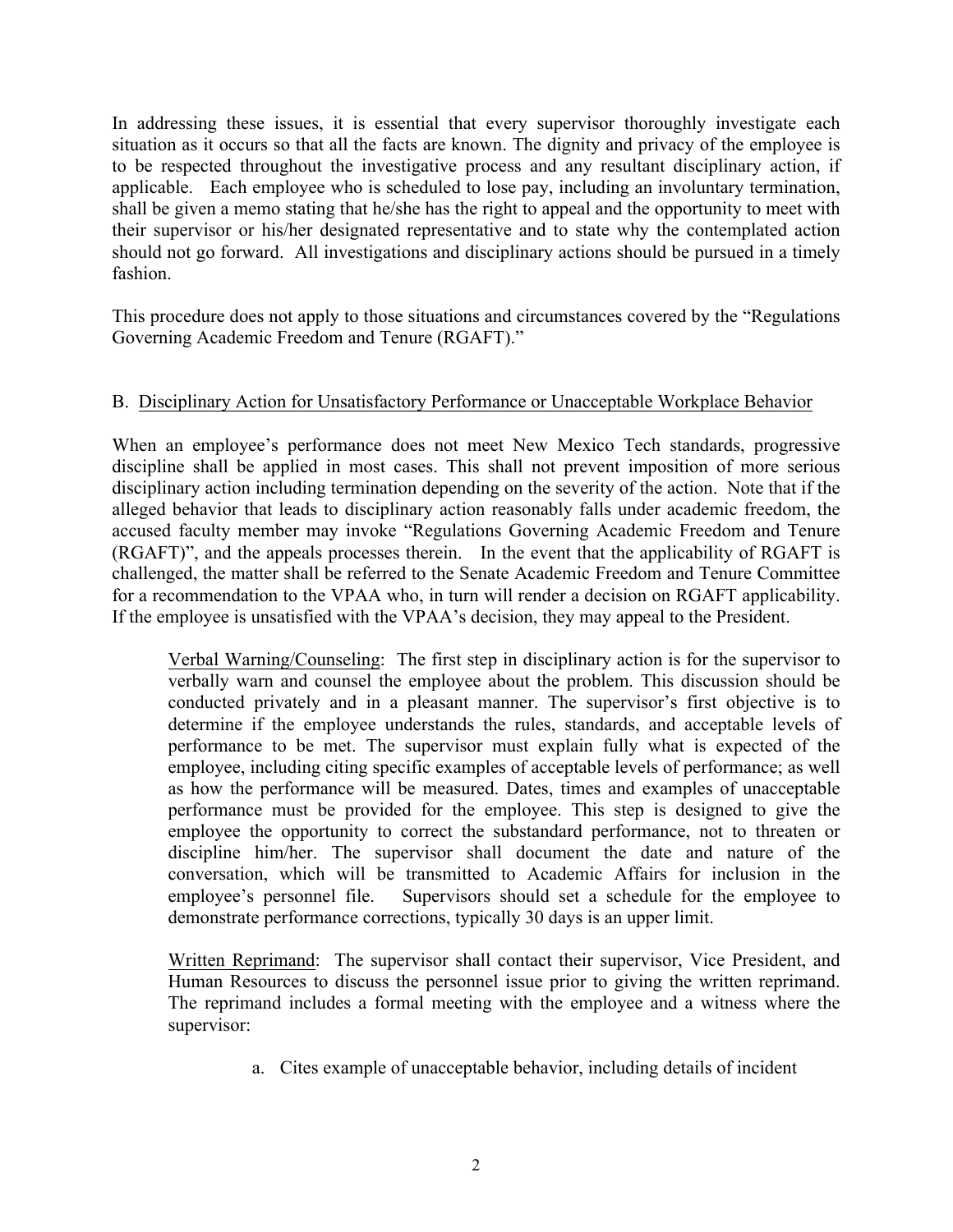In addressing these issues, it is essential that every supervisor thoroughly investigate each situation as it occurs so that all the facts are known. The dignity and privacy of the employee is to be respected throughout the investigative process and any resultant disciplinary action, if applicable. Each employee who is scheduled to lose pay, including an involuntary termination, shall be given a memo stating that he/she has the right to appeal and the opportunity to meet with their supervisor or his/her designated representative and to state why the contemplated action should not go forward. All investigations and disciplinary actions should be pursued in a timely fashion.

This procedure does not apply to those situations and circumstances covered by the "Regulations Governing Academic Freedom and Tenure (RGAFT)."

## B. Disciplinary Action for Unsatisfactory Performance or Unacceptable Workplace Behavior

When an employee's performance does not meet New Mexico Tech standards, progressive discipline shall be applied in most cases. This shall not prevent imposition of more serious disciplinary action including termination depending on the severity of the action. Note that if the alleged behavior that leads to disciplinary action reasonably falls under academic freedom, the accused faculty member may invoke "Regulations Governing Academic Freedom and Tenure (RGAFT)", and the appeals processes therein. In the event that the applicability of RGAFT is challenged, the matter shall be referred to the Senate Academic Freedom and Tenure Committee for a recommendation to the VPAA who, in turn will render a decision on RGAFT applicability. If the employee is unsatisfied with the VPAA's decision, they may appeal to the President.

Verbal Warning/Counseling: The first step in disciplinary action is for the supervisor to verbally warn and counsel the employee about the problem. This discussion should be conducted privately and in a pleasant manner. The supervisor's first objective is to determine if the employee understands the rules, standards, and acceptable levels of performance to be met. The supervisor must explain fully what is expected of the employee, including citing specific examples of acceptable levels of performance; as well as how the performance will be measured. Dates, times and examples of unacceptable performance must be provided for the employee. This step is designed to give the employee the opportunity to correct the substandard performance, not to threaten or discipline him/her. The supervisor shall document the date and nature of the conversation, which will be transmitted to Academic Affairs for inclusion in the employee's personnel file. Supervisors should set a schedule for the employee to demonstrate performance corrections, typically 30 days is an upper limit.

Written Reprimand: The supervisor shall contact their supervisor, Vice President, and Human Resources to discuss the personnel issue prior to giving the written reprimand. The reprimand includes a formal meeting with the employee and a witness where the supervisor:

a. Cites example of unacceptable behavior, including details of incident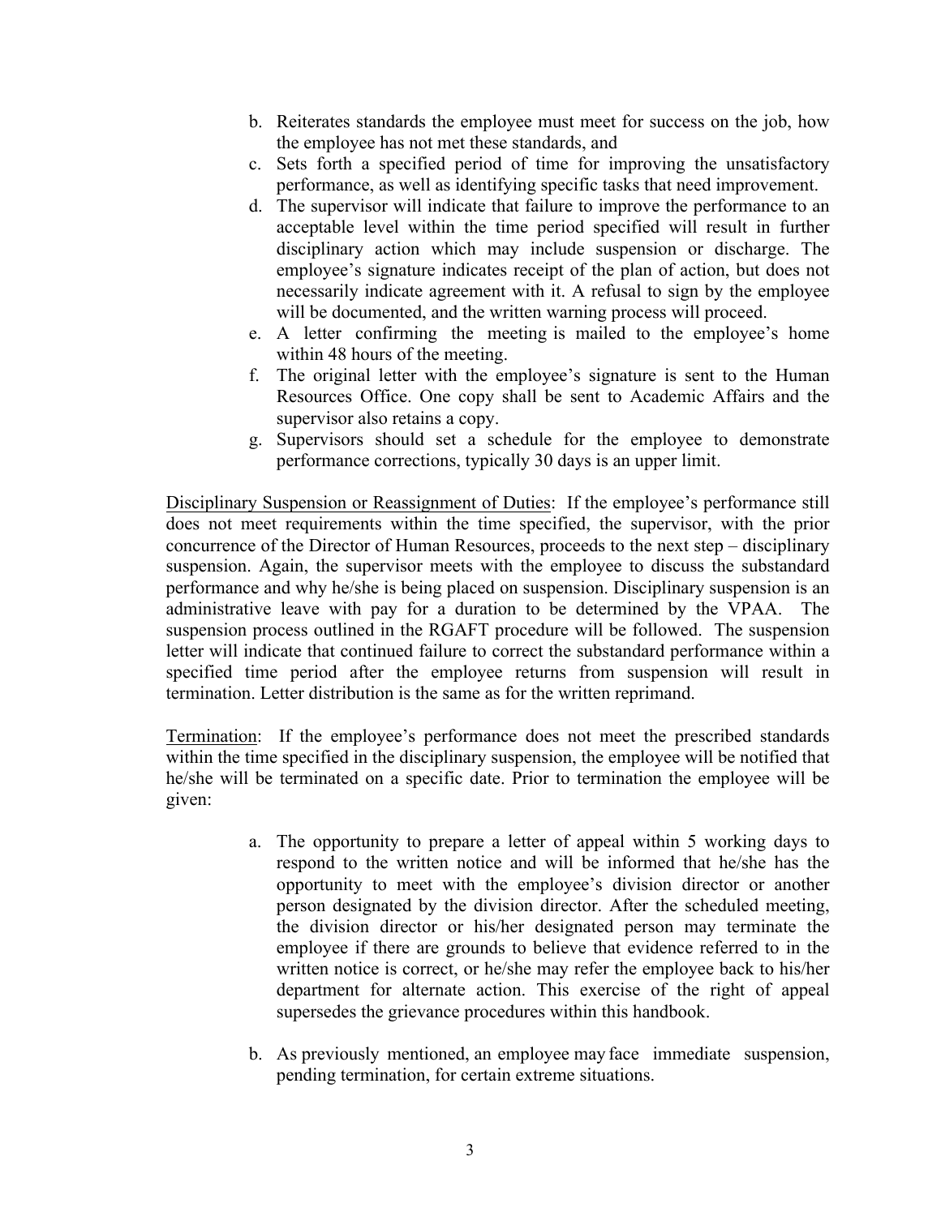b. Reiterates standards the employee must meet for success on the job, how the employee has not met these standards, and
c. Sets forth a specified period of time for improving the unsatisfactory performance, as well as identifying specific tasks that need improvement.
d. The supervisor will indicate that failure to improve the performance to an acceptable level within the time period specified will result in further disciplinary action which may include suspension or discharge. The employee's signature indicates receipt of the plan of action, but does not necessarily indicate agreement with it. A refusal to sign by the employee will be documented, and the written warning process will proceed.
e. A letter confirming the meeting is mailed to the employee's home within 48 hours of the meeting.
f. The original letter with the employee's signature is sent to the Human Resources Office. One copy shall be sent to Academic Affairs and the supervisor also retains a copy.
g. Supervisors should set a schedule for the employee to demonstrate performance corrections, typically 30 days is an upper limit.

<u>Disciplinary Suspension or Reassignment of Duties</u>: If the employee's performance still does not meet requirements within the time specified, the supervisor, with the prior concurrence of the Director of Human Resources, proceeds to the next step – disciplinary suspension. Again, the supervisor meets with the employee to discuss the substandard performance and why he/she is being placed on suspension. Disciplinary suspension is an administrative leave with pay for a duration to be determined by the VPAA. The suspension process outlined in the RGAFT procedure will be followed. The suspension letter will indicate that continued failure to correct the substandard performance within a specified time period after the employee returns from suspension will result in termination. Letter distribution is the same as for the written reprimand.

<u>Termination</u>: If the employee's performance does not meet the prescribed standards within the time specified in the disciplinary suspension, the employee will be notified that he/she will be terminated on a specific date. Prior to termination the employee will be given:

a. The opportunity to prepare a letter of appeal within 5 working days to respond to the written notice and will be informed that he/she has the opportunity to meet with the employee's division director or another person designated by the division director. After the scheduled meeting, the division director or his/her designated person may terminate the employee if there are grounds to believe that evidence referred to in the written notice is correct, or he/she may refer the employee back to his/her department for alternate action. This exercise of the right of appeal supersedes the grievance procedures within this handbook.

b. As previously mentioned, an employee may face immediate suspension, pending termination, for certain extreme situations.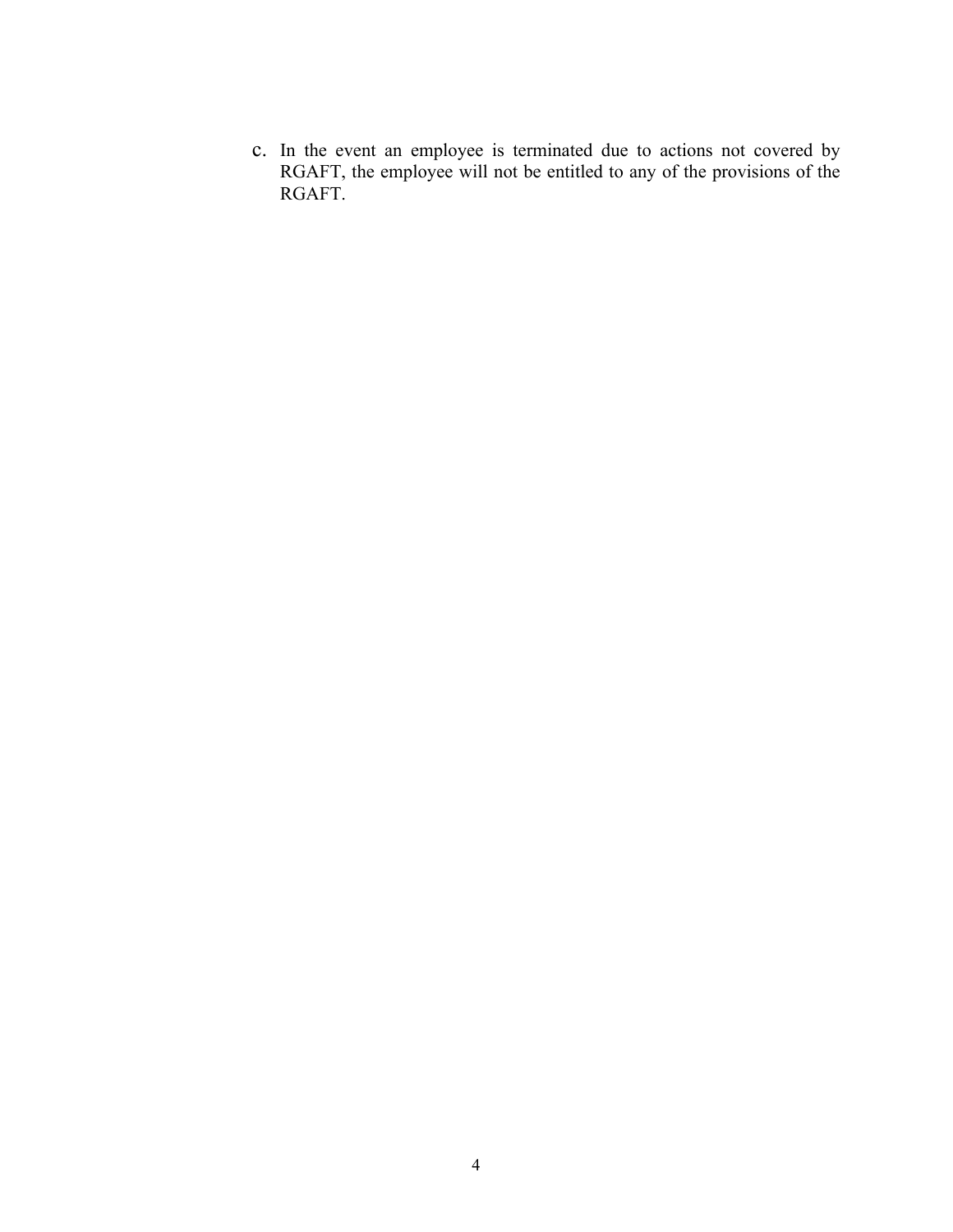c. In the event an employee is terminated due to actions not covered by RGAFT, the employee will not be entitled to any of the provisions of the RGAFT.